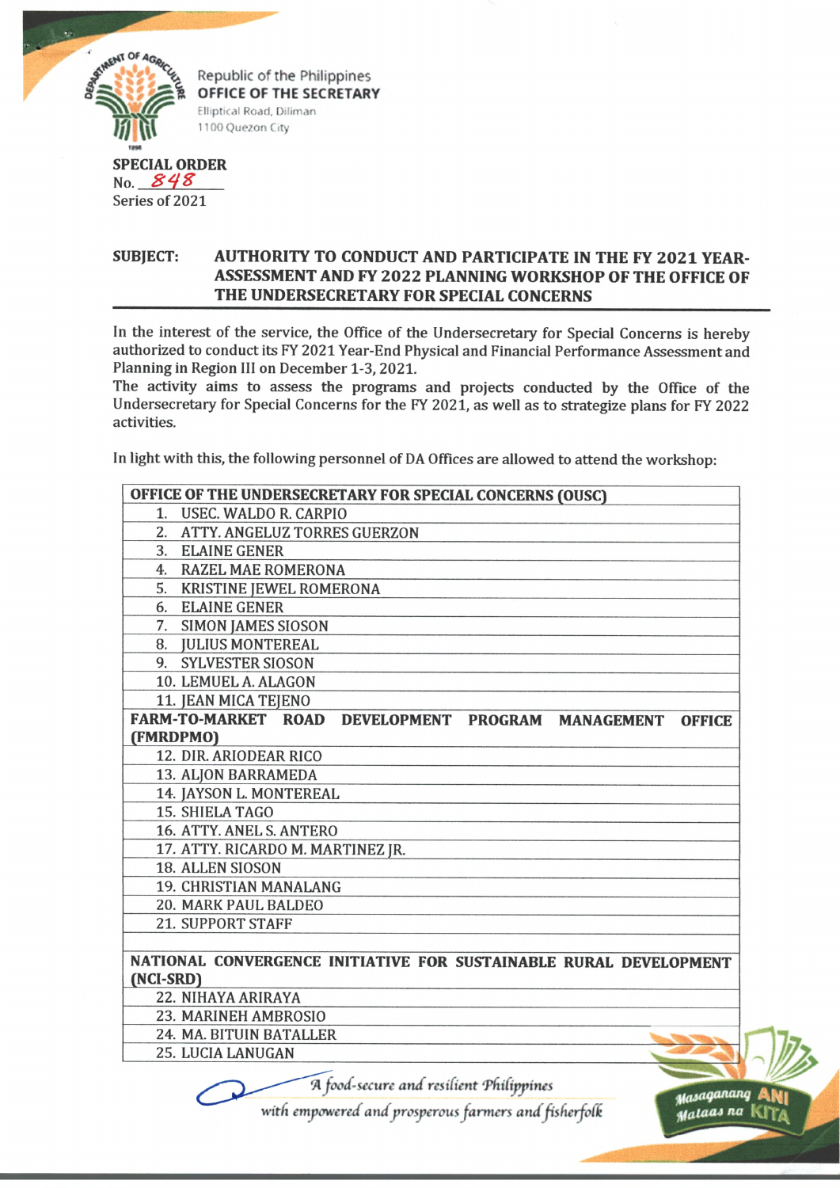Republic of the Philippines
**OFFICE OF THE SECRETARY**
Elliptical Road, Diliman
1100 Quezon City

**SPECIAL ORDER**
No. 848
Series of 2021

**SUBJECT: AUTHORITY TO CONDUCT AND PARTICIPATE IN THE FY 2021 YEAR-ASSESSMENT AND FY 2022 PLANNING WORKSHOP OF THE OFFICE OF THE UNDERSECRETARY FOR SPECIAL CONCERNS**

In the interest of the service, the Office of the Undersecretary for Special Concerns is hereby authorized to conduct its FY 2021 Year-End Physical and Financial Performance Assessment and Planning in Region III on December 1-3, 2021.
The activity aims to assess the programs and projects conducted by the Office of the Undersecretary for Special Concerns for the FY 2021, as well as to strategize plans for FY 2022 activities.

In light with this, the following personnel of DA Offices are allowed to attend the workshop:

| OFFICE OF THE UNDERSECRETARY FOR SPECIAL CONCERNS (OUSC) |
|---|
| 1. USEC. WALDO R. CARPIO |
| 2. ATTY. ANGELUZ TORRES GUERZON |
| 3. ELAINE GENER |
| 4. RAZEL MAE ROMERONA |
| 5. KRISTINE JEWEL ROMERONA |
| 6. ELAINE GENER |
| 7. SIMON JAMES SIOSON |
| 8. JULIUS MONTEREAL |
| 9. SYLVESTER SIOSON |
| 10. LEMUEL A. ALAGON |
| 11. JEAN MICA TEJENO |
| **FARM-TO-MARKET ROAD DEVELOPMENT PROGRAM MANAGEMENT OFFICE (FMRDPMO)** |
| 12. DIR. ARIODEAR RICO |
| 13. ALJON BARRAMEDA |
| 14. JAYSON L. MONTEREAL |
| 15. SHIELA TAGO |
| 16. ATTY. ANEL S. ANTERO |
| 17. ATTY. RICARDO M. MARTINEZ JR. |
| 18. ALLEN SIOSON |
| 19. CHRISTIAN MANALANG |
| 20. MARK PAUL BALDEO |
| 21. SUPPORT STAFF |
| |
| **NATIONAL CONVERGENCE INITIATIVE FOR SUSTAINABLE RURAL DEVELOPMENT (NCI-SRD)** |
| 22. NIHAYA ARIRAYA |
| 23. MARINEH AMBROSIO |
| 24. MA. BITUIN BATALLER |
| 25. LUCIA LANUGAN |

*A food-secure and resilient Philippines with empowered and prosperous farmers and fisherfolk*

Masaganang ANI Mataas na KITA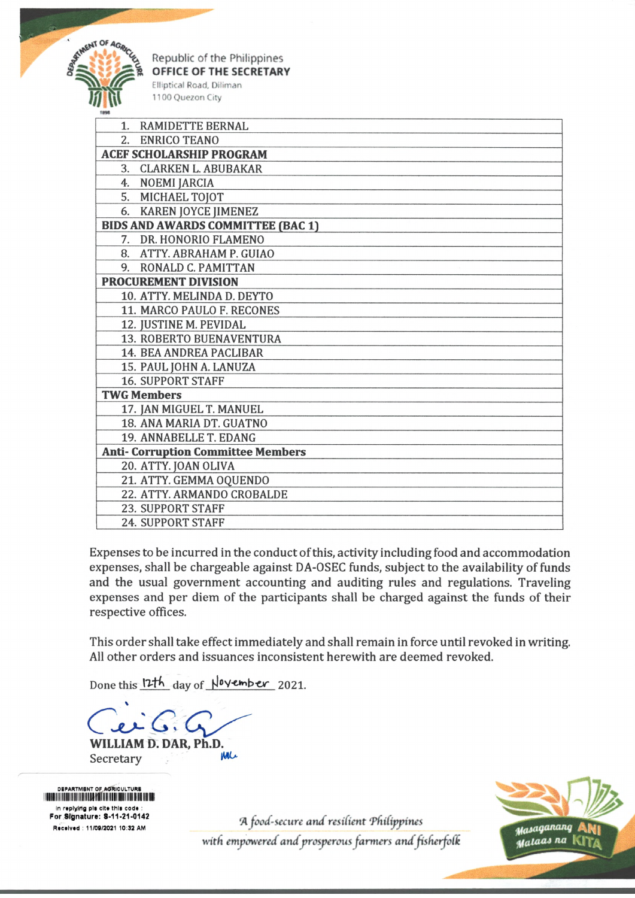| |
|---|
| 1. RAMIDETTE BERNAL |
| 2. ENRICO TEANO |
| **ACEF SCHOLARSHIP PROGRAM** |
| 3. CLARKEN L. ABUBAKAR |
| 4. NOEMI JARCIA |
| 5. MICHAEL TOJOT |
| 6. KAREN JOYCE JIMENEZ |
| **BIDS AND AWARDS COMMITTEE (BAC 1)** |
| 7. DR. HONORIO FLAMENO |
| 8. ATTY. ABRAHAM P. GUIAO |
| 9. RONALD C. PAMITTAN |
| **PROCUREMENT DIVISION** |
| 10. ATTY. MELINDA D. DEYTO |
| 11. MARCO PAULO F. RECONES |
| 12. JUSTINE M. PEVIDAL |
| 13. ROBERTO BUENAVENTURA |
| 14. BEA ANDREA PACLIBAR |
| 15. PAUL JOHN A. LANUZA |
| 16. SUPPORT STAFF |
| **TWG Members** |
| 17. JAN MIGUEL T. MANUEL |
| 18. ANA MARIA DT. GUATNO |
| 19. ANNABELLE T. EDANG |
| **Anti- Corruption Committee Members** |
| 20. ATTY. JOAN OLIVA |
| 21. ATTY. GEMMA OQUENDO |
| 22. ATTY. ARMANDO CROBALDE |
| 23. SUPPORT STAFF |
| 24. SUPPORT STAFF |

Expenses to be incurred in the conduct of this, activity including food and accommodation expenses, shall be chargeable against DA-OSEC funds, subject to the availability of funds and the usual government accounting and auditing rules and regulations. Traveling expenses and per diem of the participants shall be charged against the funds of their respective offices.

This order shall take effect immediately and shall remain in force until revoked in writing. All other orders and issuances inconsistent herewith are deemed revoked.

Done this 12th day of November 2021.

**WILLIAM D. DAR, Ph.D.**
Secretary

DEPARTMENT OF AGRICULTURE
In replying pls cite this code :
**For Signature: S-11-21-0142**
Received : 11/09/2021 10:32 AM

*A food-secure and resilient Philippines with empowered and prosperous farmers and fisherfolk*

Masaganang ANI Mataas na KITA